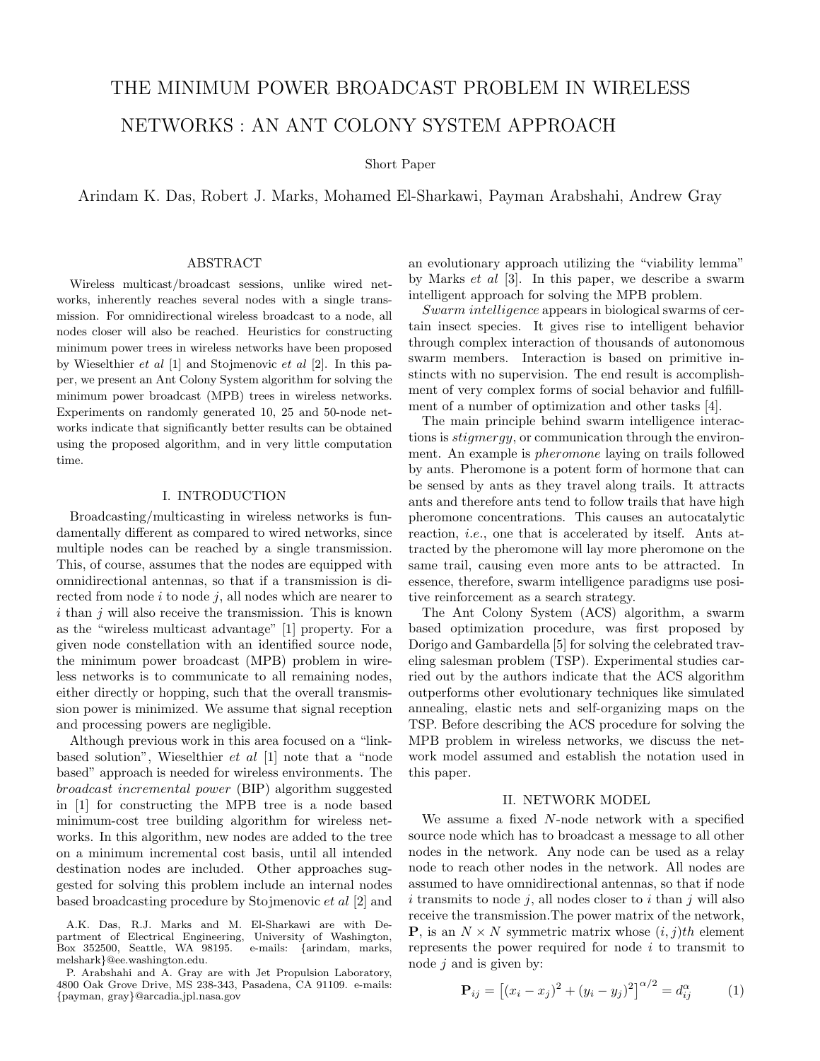# THE MINIMUM POWER BROADCAST PROBLEM IN WIRELESS NETWORKS : AN ANT COLONY SYSTEM APPROACH

Short Paper

Arindam K. Das, Robert J. Marks, Mohamed El-Sharkawi, Payman Arabshahi, Andrew Gray

## ABSTRACT

Wireless multicast/broadcast sessions, unlike wired networks, inherently reaches several nodes with a single transmission. For omnidirectional wireless broadcast to a node, all nodes closer will also be reached. Heuristics for constructing minimum power trees in wireless networks have been proposed by Wieselthier *et al* [1] and Stojmenovic *et al* [2]. In this paper, we present an Ant Colony System algorithm for solving the minimum power broadcast (MPB) trees in wireless networks. Experiments on randomly generated 10, 25 and 50-node networks indicate that significantly better results can be obtained using the proposed algorithm, and in very little computation time.

## I. INTRODUCTION

Broadcasting/multicasting in wireless networks is fundamentally different as compared to wired networks, since multiple nodes can be reached by a single transmission. This, of course, assumes that the nodes are equipped with omnidirectional antennas, so that if a transmission is directed from node $i$ to node $j$, all nodes which are nearer to $i$ than $j$ will also receive the transmission. This is known as the "wireless multicast advantage" [1] property. For a given node constellation with an identified source node, the minimum power broadcast (MPB) problem in wireless networks is to communicate to all remaining nodes, either directly or hopping, such that the overall transmission power is minimized. We assume that signal reception and processing powers are negligible.

Although previous work in this area focused on a "link-based solution", Wieselthier *et al* [1] note that a "node based" approach is needed for wireless environments. The *broadcast incremental power* (BIP) algorithm suggested in [1] for constructing the MPB tree is a node based minimum-cost tree building algorithm for wireless networks. In this algorithm, new nodes are added to the tree on a minimum incremental cost basis, until all intended destination nodes are included. Other approaches suggested for solving this problem include an internal nodes based broadcasting procedure by Stojmenovic *et al* [2] and an evolutionary approach utilizing the "viability lemma" by Marks *et al* [3]. In this paper, we describe a swarm intelligent approach for solving the MPB problem.

*Swarm intelligence* appears in biological swarms of certain insect species. It gives rise to intelligent behavior through complex interaction of thousands of autonomous swarm members. Interaction is based on primitive instincts with no supervision. The end result is accomplishment of very complex forms of social behavior and fulfillment of a number of optimization and other tasks [4].

The main principle behind swarm intelligence interactions is *stigmergy*, or communication through the environment. An example is *pheromone* laying on trails followed by ants. Pheromone is a potent form of hormone that can be sensed by ants as they travel along trails. It attracts ants and therefore ants tend to follow trails that have high pheromone concentrations. This causes an autocatalytic reaction, *i.e.*, one that is accelerated by itself. Ants attracted by the pheromone will lay more pheromone on the same trail, causing even more ants to be attracted. In essence, therefore, swarm intelligence paradigms use positive reinforcement as a search strategy.

The Ant Colony System (ACS) algorithm, a swarm based optimization procedure, was first proposed by Dorigo and Gambardella [5] for solving the celebrated traveling salesman problem (TSP). Experimental studies carried out by the authors indicate that the ACS algorithm outperforms other evolutionary techniques like simulated annealing, elastic nets and self-organizing maps on the TSP. Before describing the ACS procedure for solving the MPB problem in wireless networks, we discuss the network model assumed and establish the notation used in this paper.

## II. NETWORK MODEL

We assume a fixed $N$-node network with a specified source node which has to broadcast a message to all other nodes in the network. Any node can be used as a relay node to reach other nodes in the network. All nodes are assumed to have omnidirectional antennas, so that if node $i$ transmits to node $j$, all nodes closer to $i$ than $j$ will also receive the transmission. The power matrix of the network, $\mathbf{P}$, is an $N \times N$ symmetric matrix whose $(i,j)th$ element represents the power required for node $i$ to transmit to node $j$ and is given by:

$$\mathbf{P}_{ij} = \left[(x_i - x_j)^2 + (y_i - y_j)^2\right]^{\alpha/2} = d_{ij}^{\alpha} \qquad (1)$$

A.K. Das, R.J. Marks and M. El-Sharkawi are with Department of Electrical Engineering, University of Washington, Box 352500, Seattle, WA 98195. e-mails: {arindam, marks, melshark}@ee.washington.edu.

P. Arabshahi and A. Gray are with Jet Propulsion Laboratory, 4800 Oak Grove Drive, MS 238-343, Pasadena, CA 91109. e-mails: {payman, gray}@arcadia.jpl.nasa.gov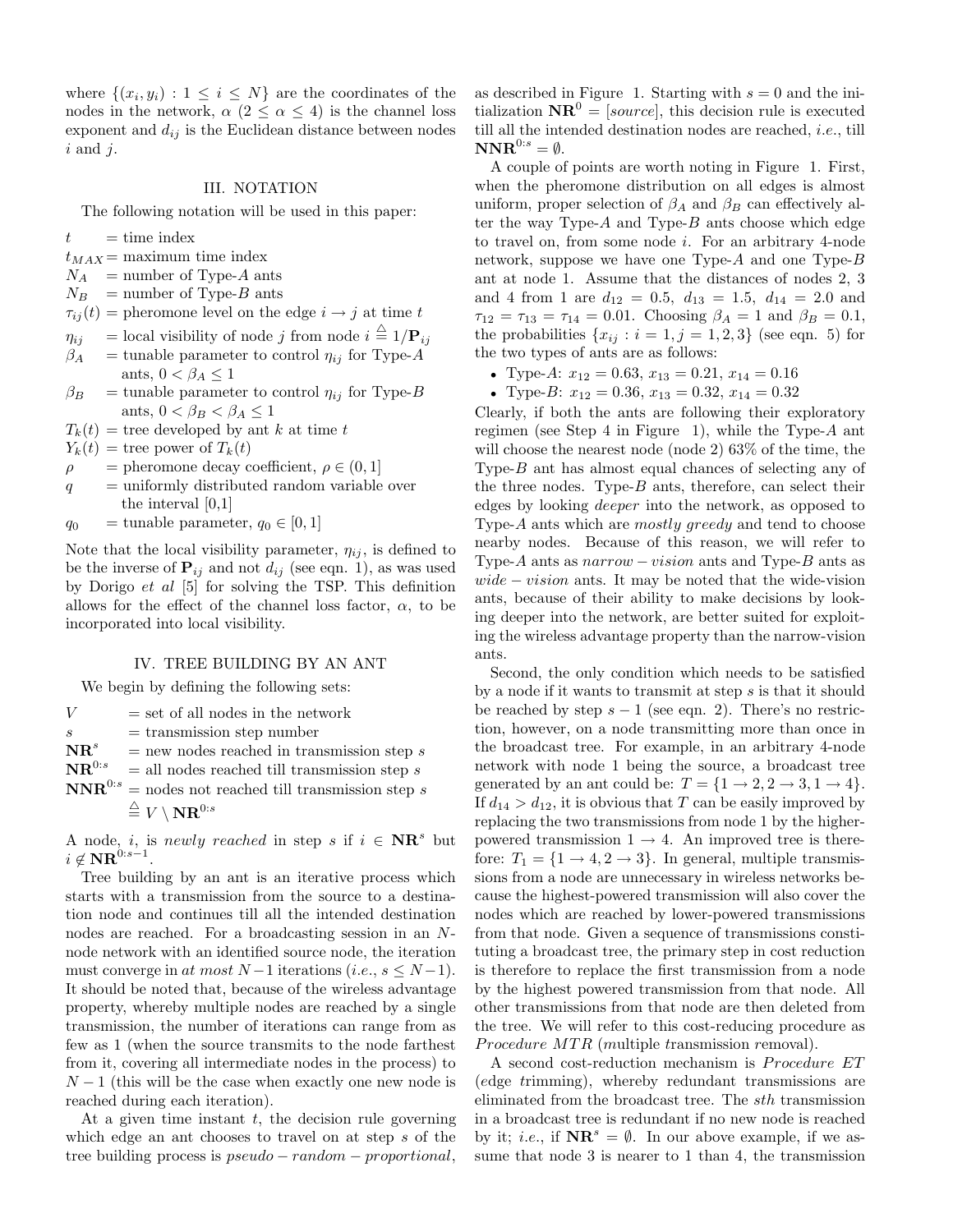where $\{(x_i, y_i) : 1 \leq i \leq N\}$ are the coordinates of the nodes in the network, $\alpha$ ($2 \leq \alpha \leq 4$) is the channel loss exponent and $d_{ij}$ is the Euclidean distance between nodes $i$ and $j$.

## III. NOTATION

The following notation will be used in this paper:

- $t$ = time index
- $t_{MAX}$ = maximum time index
- $N_A$ = number of Type-$A$ ants
- $N_B$ = number of Type-$B$ ants
- $\tau_{ij}(t)$ = pheromone level on the edge $i \rightarrow j$ at time $t$
- $\eta_{ij}$ = local visibility of node $j$ from node $i \stackrel{\triangle}{=} 1/\mathbf{P}_{ij}$
- $\beta_A$ = tunable parameter to control $\eta_{ij}$ for Type-$A$ ants, $0 < \beta_A \leq 1$
- $\beta_B$ = tunable parameter to control $\eta_{ij}$ for Type-$B$ ants, $0 < \beta_B < \beta_A \leq 1$
- $T_k(t)$ = tree developed by ant $k$ at time $t$
- $Y_k(t)$ = tree power of $T_k(t)$
- $\rho$ = pheromone decay coefficient, $\rho \in (0, 1]$
- $q$ = uniformly distributed random variable over the interval [0,1]
- $q_0$ = tunable parameter, $q_0 \in [0, 1]$

Note that the local visibility parameter, $\eta_{ij}$, is defined to be the inverse of $\mathbf{P}_{ij}$ and not $d_{ij}$ (see eqn. 1), as was used by Dorigo *et al* [5] for solving the TSP. This definition allows for the effect of the channel loss factor, $\alpha$, to be incorporated into local visibility.

## IV. TREE BUILDING BY AN ANT

We begin by defining the following sets:

- $V$ = set of all nodes in the network
- $s$ = transmission step number
- $\mathbf{NR}^s$ = new nodes reached in transmission step $s$
- $\mathbf{NR}^{0:s}$ = all nodes reached till transmission step $s$
- $\mathbf{NNR}^{0:s}$ = nodes not reached till transmission step $s$ $\stackrel{\triangle}{=} V \setminus \mathbf{NR}^{0:s}$

A node, $i$, is *newly reached* in step $s$ if $i \in \mathbf{NR}^s$ but $i \notin \mathbf{NR}^{0:s-1}$.

Tree building by an ant is an iterative process which starts with a transmission from the source to a destination node and continues till all the intended destination nodes are reached. For a broadcasting session in an $N$-node network with an identified source node, the iteration must converge in *at most* $N-1$ iterations (*i.e.*, $s \leq N-1$). It should be noted that, because of the wireless advantage property, whereby multiple nodes are reached by a single transmission, the number of iterations can range from as few as 1 (when the source transmits to the node farthest from it, covering all intermediate nodes in the process) to $N-1$ (this will be the case when exactly one new node is reached during each iteration).

At a given time instant $t$, the decision rule governing which edge an ant chooses to travel on at step $s$ of the tree building process is $pseudo-random-proportional$, as described in Figure 1. Starting with $s = 0$ and the initialization $\mathbf{NR}^0 = [source]$, this decision rule is executed till all the intended destination nodes are reached, *i.e.*, till $\mathbf{NNR}^{0:s} = \emptyset$.

A couple of points are worth noting in Figure 1. First, when the pheromone distribution on all edges is almost uniform, proper selection of $\beta_A$ and $\beta_B$ can effectively alter the way Type-$A$ and Type-$B$ ants choose which edge to travel on, from some node $i$. For an arbitrary 4-node network, suppose we have one Type-$A$ and one Type-$B$ ant at node 1. Assume that the distances of nodes 2, 3 and 4 from 1 are $d_{12} = 0.5$, $d_{13} = 1.5$, $d_{14} = 2.0$ and $\tau_{12} = \tau_{13} = \tau_{14} = 0.01$. Choosing $\beta_A = 1$ and $\beta_B = 0.1$, the probabilities $\{x_{ij} : i = 1, j = 1, 2, 3\}$ (see eqn. 5) for the two types of ants are as follows:

- Type-$A$: $x_{12} = 0.63$, $x_{13} = 0.21$, $x_{14} = 0.16$
- Type-$B$: $x_{12} = 0.36$, $x_{13} = 0.32$, $x_{14} = 0.32$

Clearly, if both the ants are following their exploratory regimen (see Step 4 in Figure 1), while the Type-$A$ ant will choose the nearest node (node 2) 63% of the time, the Type-$B$ ant has almost equal chances of selecting any of the three nodes. Type-$B$ ants, therefore, can select their edges by looking *deeper* into the network, as opposed to Type-$A$ ants which are *mostly greedy* and tend to choose nearby nodes. Because of this reason, we will refer to Type-$A$ ants as $narrow-vision$ ants and Type-$B$ ants as $wide-vision$ ants. It may be noted that the wide-vision ants, because of their ability to make decisions by looking deeper into the network, are better suited for exploiting the wireless advantage property than the narrow-vision ants.

Second, the only condition which needs to be satisfied by a node if it wants to transmit at step $s$ is that it should be reached by step $s-1$ (see eqn. 2). There's no restriction, however, on a node transmitting more than once in the broadcast tree. For example, in an arbitrary 4-node network with node 1 being the source, a broadcast tree generated by an ant could be: $T = \{1 \rightarrow 2, 2 \rightarrow 3, 1 \rightarrow 4\}$. If $d_{14} > d_{12}$, it is obvious that $T$ can be easily improved by replacing the two transmissions from node 1 by the higher-powered transmission $1 \rightarrow 4$. An improved tree is therefore: $T_1 = \{1 \rightarrow 4, 2 \rightarrow 3\}$. In general, multiple transmissions from a node are unnecessary in wireless networks because the highest-powered transmission will also cover the nodes which are reached by lower-powered transmissions from that node. Given a sequence of transmissions constituting a broadcast tree, the primary step in cost reduction is therefore to replace the first transmission from a node by the highest powered transmission from that node. All other transmissions from that node are then deleted from the tree. We will refer to this cost-reducing procedure as *Procedure MTR* (*m*ultiple *t*ransmission *r*emoval).

A second cost-reduction mechanism is *Procedure ET* (*e*dge *t*rimming), whereby redundant transmissions are eliminated from the broadcast tree. The *sth* transmission in a broadcast tree is redundant if no new node is reached by it; *i.e.*, if $\mathbf{NR}^s = \emptyset$. In our above example, if we assume that node 3 is nearer to 1 than 4, the transmission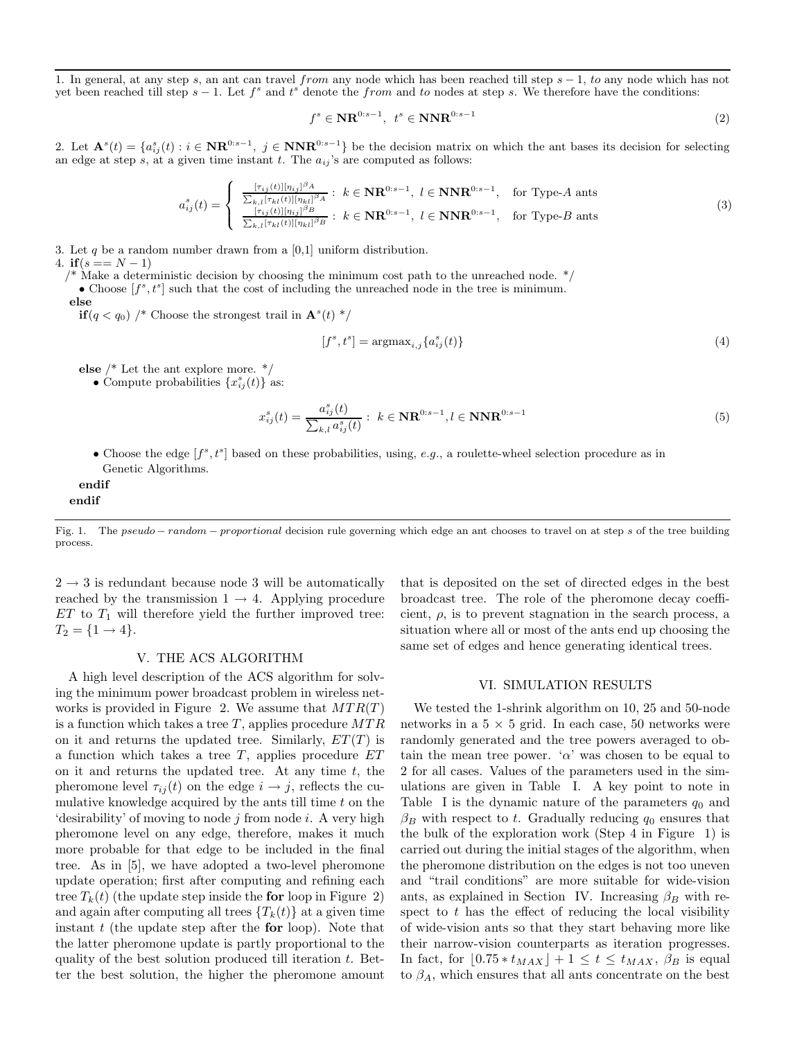1. In general, at any step $s$, an ant can travel *from* any node which has been reached till step $s-1$, *to* any node which has not yet been reached till step $s-1$. Let $f^s$ and $t^s$ denote the *from* and *to* nodes at step $s$. We therefore have the conditions:

$$f^s \in \mathbf{NR}^{0:s-1}, \;\; t^s \in \mathbf{NNR}^{0:s-1} \tag{2}$$

2. Let $\mathbf{A}^s(t) = \{a^s_{ij}(t) : i \in \mathbf{NR}^{0:s-1}, \; j \in \mathbf{NNR}^{0:s-1}\}$ be the decision matrix on which the ant bases its decision for selecting an edge at step $s$, at a given time instant $t$. The $a_{ij}$'s are computed as follows:

$$a^s_{ij}(t) = \begin{cases} \frac{[\tau_{ij}(t)][\eta_{ij}]^{\beta_A}}{\sum_{k,l}[\tau_{kl}(t)][\eta_{kl}]^{\beta_A}} : \; k \in \mathbf{NR}^{0:s-1}, \; l \in \mathbf{NNR}^{0:s-1}, & \text{for Type-}A \text{ ants} \\ \frac{[\tau_{ij}(t)][\eta_{ij}]^{\beta_B}}{\sum_{k,l}[\tau_{kl}(t)][\eta_{kl}]^{\beta_B}} : \; k \in \mathbf{NR}^{0:s-1}, \; l \in \mathbf{NNR}^{0:s-1}, & \text{for Type-}B \text{ ants} \end{cases} \tag{3}$$

3. Let $q$ be a random number drawn from a [0,1] uniform distribution.

4. **if**($s == N-1$)

/* Make a deterministic decision by choosing the minimum cost path to the unreached node. */

- Choose $[f^s, t^s]$ such that the cost of including the unreached node in the tree is minimum.

**else**

**if**($q < q_0$) /* Choose the strongest trail in $\mathbf{A}^s(t)$ */

$$[f^s, t^s] = \text{argmax}_{i,j}\{a^s_{ij}(t)\} \tag{4}$$

**else** /* Let the ant explore more. */

- Compute probabilities $\{x^s_{ij}(t)\}$ as:

$$x^s_{ij}(t) = \frac{a^s_{ij}(t)}{\sum_{k,l} a^s_{ij}(t)} : \; k \in \mathbf{NR}^{0:s-1}, l \in \mathbf{NNR}^{0:s-1} \tag{5}$$

- Choose the edge $[f^s, t^s]$ based on these probabilities, using, *e.g.*, a roulette-wheel selection procedure as in Genetic Algorithms.

**endif**

**endif**

Fig. 1. The *pseudo − random − proportional* decision rule governing which edge an ant chooses to travel on at step $s$ of the tree building process.

$2 \rightarrow 3$ is redundant because node 3 will be automatically reached by the transmission $1 \rightarrow 4$. Applying procedure $ET$ to $T_1$ will therefore yield the further improved tree: $T_2 = \{1 \rightarrow 4\}$.

## V. The ACS Algorithm

A high level description of the ACS algorithm for solving the minimum power broadcast problem in wireless networks is provided in Figure 2. We assume that $MTR(T)$ is a function which takes a tree $T$, applies procedure $MTR$ on it and returns the updated tree. Similarly, $ET(T)$ is a function which takes a tree $T$, applies procedure $ET$ on it and returns the updated tree. At any time $t$, the pheromone level $\tau_{ij}(t)$ on the edge $i \rightarrow j$, reflects the cumulative knowledge acquired by the ants till time $t$ on the 'desirability' of moving to node $j$ from node $i$. A very high pheromone level on any edge, therefore, makes it much more probable for that edge to be included in the final tree. As in [5], we have adopted a two-level pheromone update operation; first after computing and refining each tree $T_k(t)$ (the update step inside the **for** loop in Figure 2) and again after computing all trees $\{T_k(t)\}$ at a given time instant $t$ (the update step after the **for** loop). Note that the latter pheromone update is partly proportional to the quality of the best solution produced till iteration $t$. Better the best solution, the higher the pheromone amount that is deposited on the set of directed edges in the best broadcast tree. The role of the pheromone decay coefficient, $\rho$, is to prevent stagnation in the search process, a situation where all or most of the ants end up choosing the same set of edges and hence generating identical trees.

## VI. Simulation Results

We tested the 1-shrink algorithm on 10, 25 and 50-node networks in a $5 \times 5$ grid. In each case, 50 networks were randomly generated and the tree powers averaged to obtain the mean tree power. '$\alpha$' was chosen to be equal to 2 for all cases. Values of the parameters used in the simulations are given in Table I. A key point to note in Table I is the dynamic nature of the parameters $q_0$ and $\beta_B$ with respect to $t$. Gradually reducing $q_0$ ensures that the bulk of the exploration work (Step 4 in Figure 1) is carried out during the initial stages of the algorithm, when the pheromone distribution on the edges is not too uneven and "trail conditions" are more suitable for wide-vision ants, as explained in Section IV. Increasing $\beta_B$ with respect to $t$ has the effect of reducing the local visibility of wide-vision ants so that they start behaving more like their narrow-vision counterparts as iteration progresses. In fact, for $\lfloor 0.75 * t_{MAX} \rfloor + 1 \leq t \leq t_{MAX}$, $\beta_B$ is equal to $\beta_A$, which ensures that all ants concentrate on the best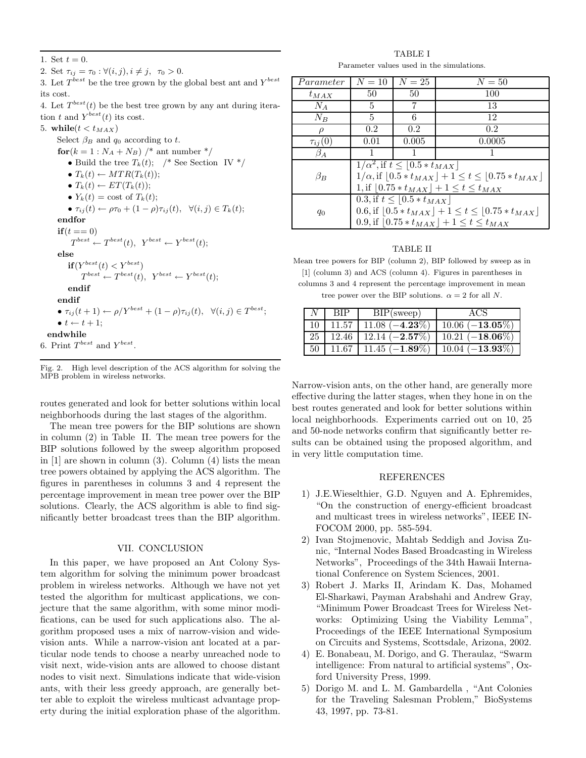1. Set $t = 0$.

2. Set $\tau_{ij} = \tau_0 : \forall (i,j), i \neq j, \ \tau_0 > 0$.

3. Let $T^{best}$ be the tree grown by the global best ant and $Y^{best}$ its cost.

4. Let $T^{best}(t)$ be the best tree grown by any ant during iteration $t$ and $Y^{best}(t)$ its cost.

5. **while**$(t < t_{MAX})$

   Select $\beta_B$ and $q_0$ according to $t$.

   **for**$(k = 1 : N_A + N_B)$ /* ant number */

   - Build the tree $T_k(t)$; /* See Section IV */
   - $T_k(t) \leftarrow MTR(T_k(t))$;
   - $T_k(t) \leftarrow ET(T_k(t))$;
   - $Y_k(t)$ = cost of $T_k(t)$;
   - $\tau_{ij}(t) \leftarrow \rho\tau_0 + (1-\rho)\tau_{ij}(t), \quad \forall (i,j) \in T_k(t)$;

   **endfor**

   **if**$(t == 0)$

   $T^{best} \leftarrow T^{best}(t), \ Y^{best} \leftarrow Y^{best}(t)$;

   **else**

   **if**$(Y^{best}(t) < Y^{best})$

   $T^{best} \leftarrow T^{best}(t), \ Y^{best} \leftarrow Y^{best}(t)$;

   **endif**

   **endif**

   - $\tau_{ij}(t+1) \leftarrow \rho / Y^{best} + (1-\rho)\tau_{ij}(t), \quad \forall (i,j) \in T^{best}$;
   - $t \leftarrow t + 1$;

   **endwhile**

6. Print $T^{best}$ and $Y^{best}$.

Fig. 2. High level description of the ACS algorithm for solving the MPB problem in wireless networks.

routes generated and look for better solutions within local neighborhoods during the last stages of the algorithm.

The mean tree powers for the BIP solutions are shown in column (2) in Table II. The mean tree powers for the BIP solutions followed by the sweep algorithm proposed in [1] are shown in column (3). Column (4) lists the mean tree powers obtained by applying the ACS algorithm. The figures in parentheses in columns 3 and 4 represent the percentage improvement in mean tree power over the BIP solutions. Clearly, the ACS algorithm is able to find significantly better broadcast trees than the BIP algorithm.

TABLE I

Parameter values used in the simulations.

| *Parameter* | $N = 10$ | $N = 25$ | $N = 50$ |
|---|---|---|---|
| $t_{MAX}$ | 50 | 50 | 100 |
| $N_A$ | 5 | 7 | 13 |
| $N_B$ | 5 | 6 | 12 |
| $\rho$ | 0.2 | 0.2 | 0.2 |
| $\tau_{ij}(0)$ | 0.01 | 0.005 | 0.0005 |
| $\beta_A$ | 1 | 1 | 1 |
| $\beta_B$ | $1/\alpha^2$, if $t \leq \lfloor 0.5 * t_{MAX} \rfloor$; $1/\alpha$, if $\lfloor 0.5 * t_{MAX} \rfloor + 1 \leq t \leq \lfloor 0.75 * t_{MAX} \rfloor$; $1$, if $\lfloor 0.75 * t_{MAX} \rfloor + 1 \leq t \leq t_{MAX}$ | | |
| $q_0$ | $0.3$, if $t \leq \lfloor 0.5 * t_{MAX} \rfloor$; $0.6$, if $\lfloor 0.5 * t_{MAX} \rfloor + 1 \leq t \leq \lfloor 0.75 * t_{MAX} \rfloor$; $0.9$, if $\lfloor 0.75 * t_{MAX} \rfloor + 1 \leq t \leq t_{MAX}$ | | |

TABLE II

Mean tree powers for BIP (column 2), BIP followed by sweep as in [1] (column 3) and ACS (column 4). Figures in parentheses in columns 3 and 4 represent the percentage improvement in mean tree power over the BIP solutions. $\alpha = 2$ for all $N$.

| $N$ | BIP | BIP(sweep) | ACS |
|---|---|---|---|
| 10 | 11.57 | 11.08 (**−4.23**%) | 10.06 (**−13.05**%) |
| 25 | 12.46 | 12.14 (**−2.57**%) | 10.21 (**−18.06**%) |
| 50 | 11.67 | 11.45 (**−1.89**%) | 10.04 (**−13.93**%) |

## VII. CONCLUSION

In this paper, we have proposed an Ant Colony System algorithm for solving the minimum power broadcast problem in wireless networks. Although we have not yet tested the algorithm for multicast applications, we conjecture that the same algorithm, with some minor modifications, can be used for such applications also. The algorithm proposed uses a mix of narrow-vision and wide-vision ants. While a narrow-vision ant located at a particular node tends to choose a nearby unreached node to visit next, wide-vision ants are allowed to choose distant nodes to visit next. Simulations indicate that wide-vision ants, with their less greedy approach, are generally better able to exploit the wireless multicast advantage property during the initial exploration phase of the algorithm. Narrow-vision ants, on the other hand, are generally more effective during the latter stages, when they hone in on the best routes generated and look for better solutions within local neighborhoods. Experiments carried out on 10, 25 and 50-node networks confirm that significantly better results can be obtained using the proposed algorithm, and in very little computation time.

## REFERENCES

1) J.E.Wieselthier, G.D. Nguyen and A. Ephremides, "On the construction of energy-efficient broadcast and multicast trees in wireless networks", IEEE INFOCOM 2000, pp. 585-594.
2) Ivan Stojmenovic, Mahtab Seddigh and Jovisa Zunic, "Internal Nodes Based Broadcasting in Wireless Networks", Proceedings of the 34th Hawaii International Conference on System Sciences, 2001.
3) Robert J. Marks II, Arindam K. Das, Mohamed El-Sharkawi, Payman Arabshahi and Andrew Gray, "Minimum Power Broadcast Trees for Wireless Networks: Optimizing Using the Viability Lemma", Proceedings of the IEEE International Symposium on Circuits and Systems, Scottsdale, Arizona, 2002.
4) E. Bonabeau, M. Dorigo, and G. Theraulaz, "Swarm intelligence: From natural to artificial systems", Oxford University Press, 1999.
5) Dorigo M. and L. M. Gambardella , "Ant Colonies for the Traveling Salesman Problem," BioSystems 43, 1997, pp. 73-81.